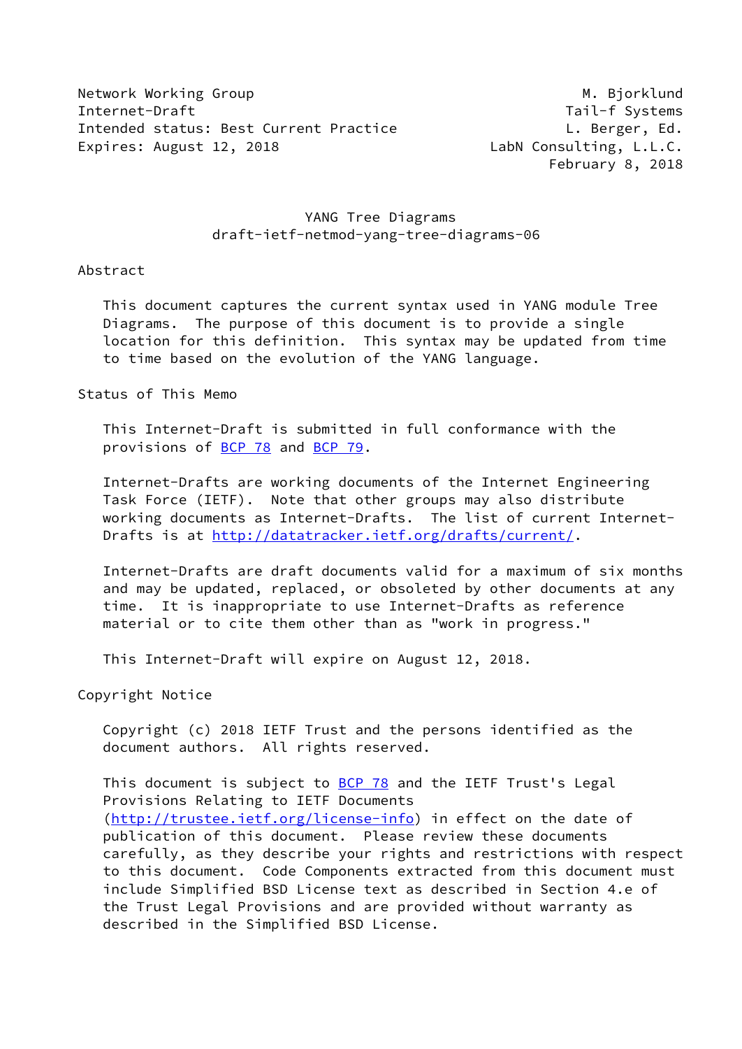Network Working Group M. Bjorklund
Internet-Draft Tail-f Systems
Intended status: Best Current Practice L. Berger, Ed.
Expires: August 12, 2018 LabN Consulting, L.L.C.
February 8, 2018

# YANG Tree Diagrams
## draft-ietf-netmod-yang-tree-diagrams-06

## Abstract

This document captures the current syntax used in YANG module Tree Diagrams. The purpose of this document is to provide a single location for this definition. This syntax may be updated from time to time based on the evolution of the YANG language.

## Status of This Memo

This Internet-Draft is submitted in full conformance with the provisions of BCP 78 and BCP 79.

Internet-Drafts are working documents of the Internet Engineering Task Force (IETF). Note that other groups may also distribute working documents as Internet-Drafts. The list of current Internet-Drafts is at http://datatracker.ietf.org/drafts/current/.

Internet-Drafts are draft documents valid for a maximum of six months and may be updated, replaced, or obsoleted by other documents at any time. It is inappropriate to use Internet-Drafts as reference material or to cite them other than as "work in progress."

This Internet-Draft will expire on August 12, 2018.

## Copyright Notice

Copyright (c) 2018 IETF Trust and the persons identified as the document authors. All rights reserved.

This document is subject to BCP 78 and the IETF Trust's Legal Provisions Relating to IETF Documents (http://trustee.ietf.org/license-info) in effect on the date of publication of this document. Please review these documents carefully, as they describe your rights and restrictions with respect to this document. Code Components extracted from this document must include Simplified BSD License text as described in Section 4.e of the Trust Legal Provisions and are provided without warranty as described in the Simplified BSD License.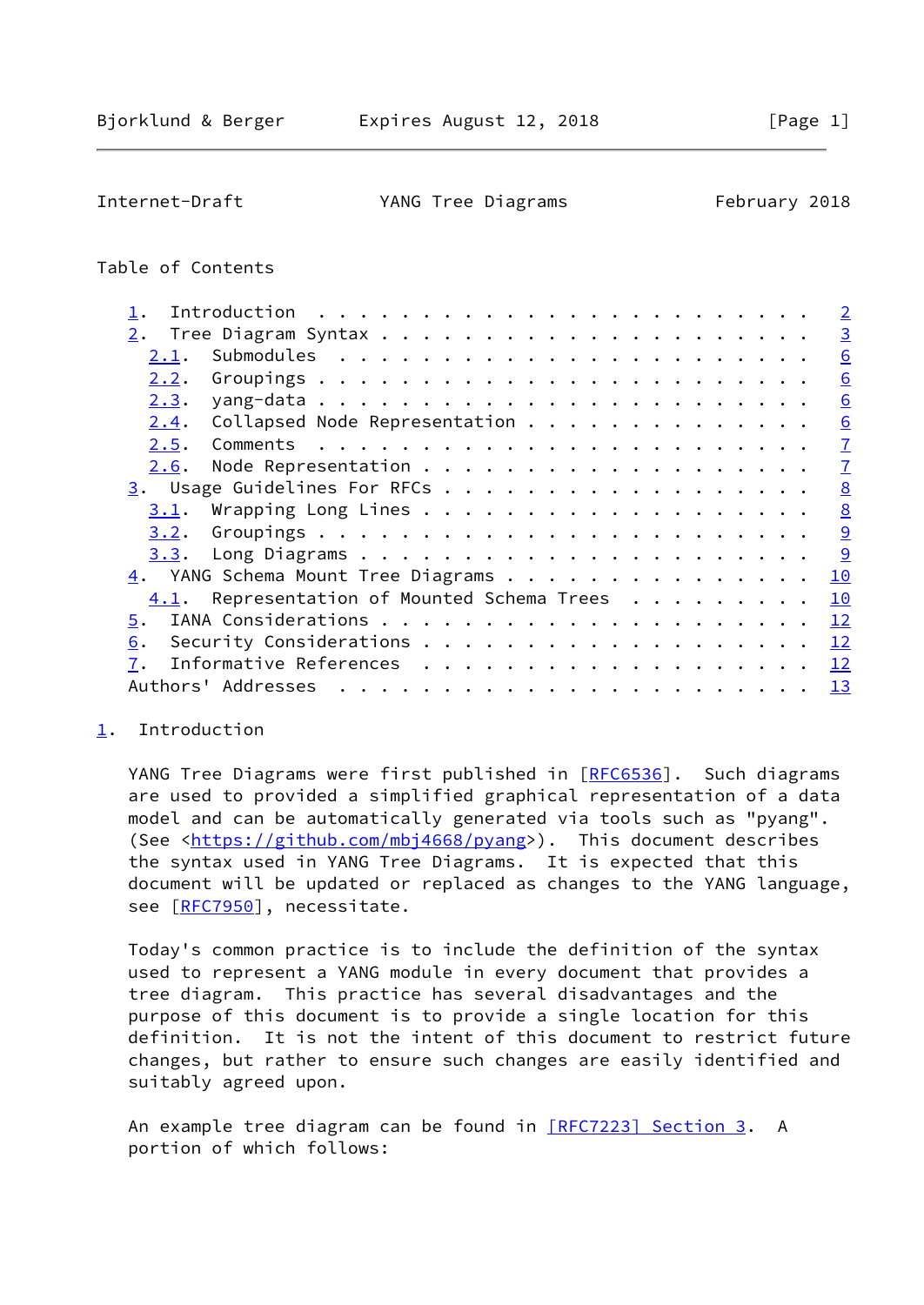Table of Contents

- 1. Introduction . . . . . . . . . . . . . . . . . . . . . . . . 2
- 2. Tree Diagram Syntax . . . . . . . . . . . . . . . . . . . . . 3
  - 2.1. Submodules . . . . . . . . . . . . . . . . . . . . . . . 6
  - 2.2. Groupings . . . . . . . . . . . . . . . . . . . . . . . . 6
  - 2.3. yang-data . . . . . . . . . . . . . . . . . . . . . . . . 6
  - 2.4. Collapsed Node Representation . . . . . . . . . . . . . . 6
  - 2.5. Comments . . . . . . . . . . . . . . . . . . . . . . . . 7
  - 2.6. Node Representation . . . . . . . . . . . . . . . . . . . 7
- 3. Usage Guidelines For RFCs . . . . . . . . . . . . . . . . . . 8
  - 3.1. Wrapping Long Lines . . . . . . . . . . . . . . . . . . . 8
  - 3.2. Groupings . . . . . . . . . . . . . . . . . . . . . . . . 9
  - 3.3. Long Diagrams . . . . . . . . . . . . . . . . . . . . . . 9
- 4. YANG Schema Mount Tree Diagrams . . . . . . . . . . . . . . . 10
  - 4.1. Representation of Mounted Schema Trees . . . . . . . . . 10
- 5. IANA Considerations . . . . . . . . . . . . . . . . . . . . . 12
- 6. Security Considerations . . . . . . . . . . . . . . . . . . . 12
- 7. Informative References . . . . . . . . . . . . . . . . . . . 12
- Authors' Addresses . . . . . . . . . . . . . . . . . . . . . . . 13

## 1. Introduction

YANG Tree Diagrams were first published in [RFC6536]. Such diagrams are used to provided a simplified graphical representation of a data model and can be automatically generated via tools such as "pyang". (See <https://github.com/mbj4668/pyang>). This document describes the syntax used in YANG Tree Diagrams. It is expected that this document will be updated or replaced as changes to the YANG language, see [RFC7950], necessitate.

Today's common practice is to include the definition of the syntax used to represent a YANG module in every document that provides a tree diagram. This practice has several disadvantages and the purpose of this document is to provide a single location for this definition. It is not the intent of this document to restrict future changes, but rather to ensure such changes are easily identified and suitably agreed upon.

An example tree diagram can be found in [RFC7223] Section 3. A portion of which follows: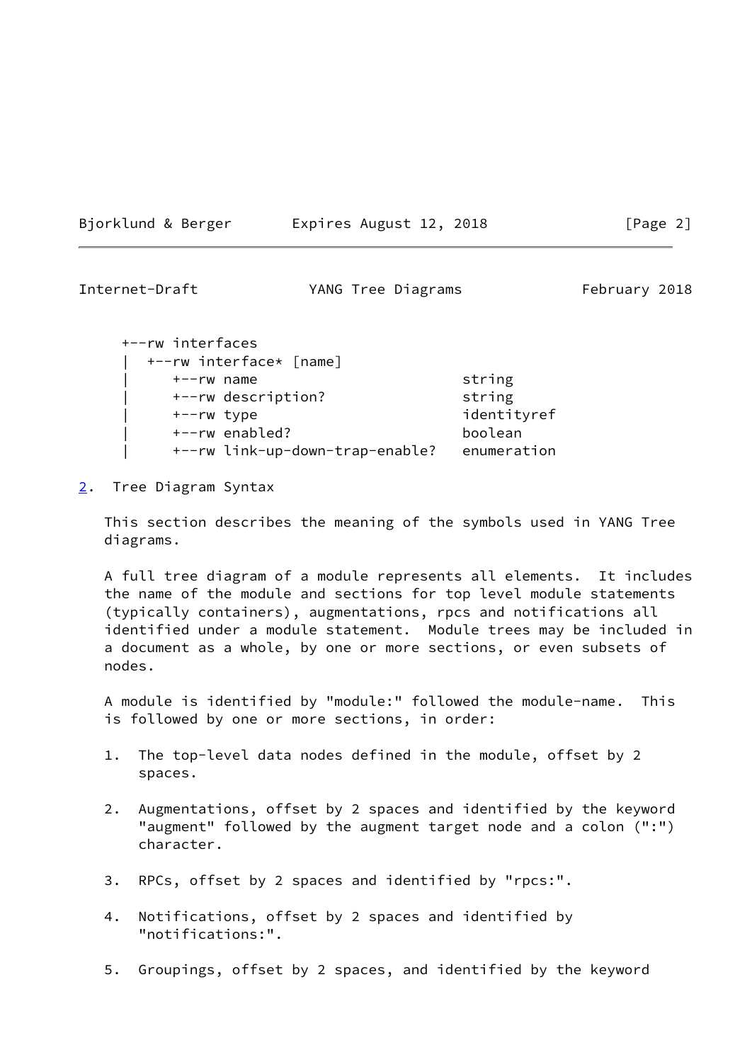```
     +--rw interfaces
     |  +--rw interface* [name]
     |     +--rw name                        string
     |     +--rw description?                string
     |     +--rw type                        identityref
     |     +--rw enabled?                    boolean
     |     +--rw link-up-down-trap-enable?   enumeration
```

## 2. Tree Diagram Syntax

This section describes the meaning of the symbols used in YANG Tree diagrams.

A full tree diagram of a module represents all elements. It includes the name of the module and sections for top level module statements (typically containers), augmentations, rpcs and notifications all identified under a module statement. Module trees may be included in a document as a whole, by one or more sections, or even subsets of nodes.

A module is identified by "module:" followed the module-name. This is followed by one or more sections, in order:

1. The top-level data nodes defined in the module, offset by 2 spaces.

2. Augmentations, offset by 2 spaces and identified by the keyword "augment" followed by the augment target node and a colon (":") character.

3. RPCs, offset by 2 spaces and identified by "rpcs:".

4. Notifications, offset by 2 spaces and identified by "notifications:".

5. Groupings, offset by 2 spaces, and identified by the keyword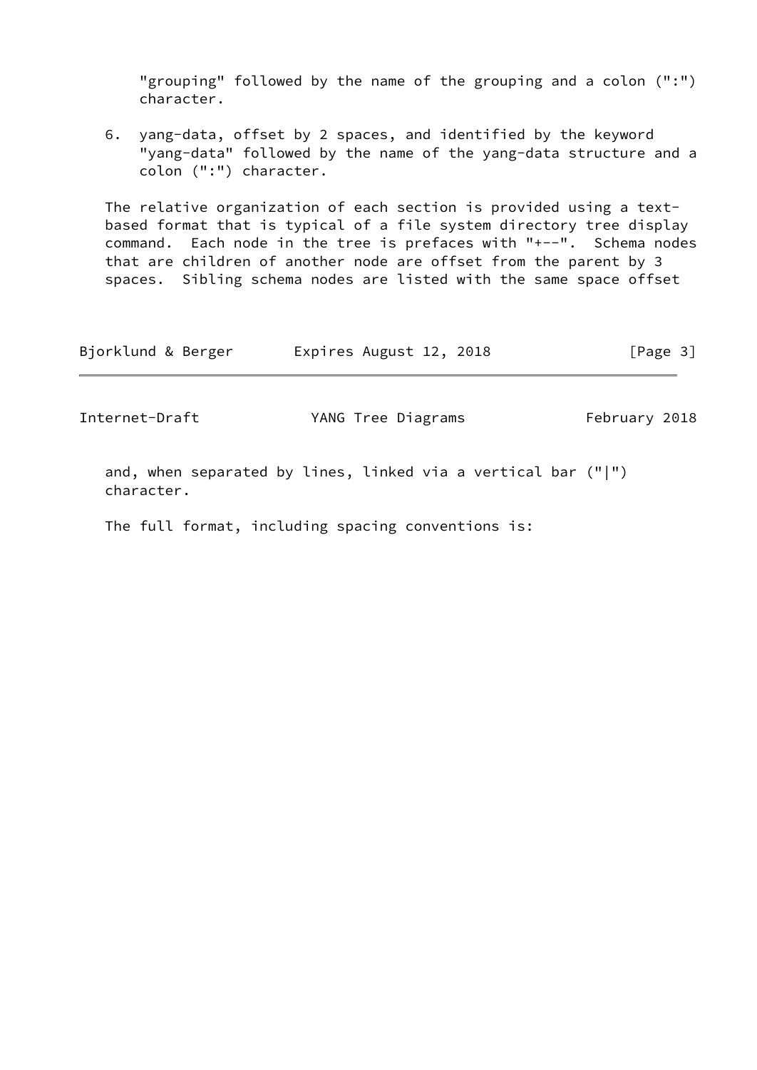"grouping" followed by the name of the grouping and a colon (":") character.

6. yang-data, offset by 2 spaces, and identified by the keyword "yang-data" followed by the name of the yang-data structure and a colon (":") character.

The relative organization of each section is provided using a text-based format that is typical of a file system directory tree display command. Each node in the tree is prefaces with "+--". Schema nodes that are children of another node are offset from the parent by 3 spaces. Sibling schema nodes are listed with the same space offset and, when separated by lines, linked via a vertical bar ("|") character.

The full format, including spacing conventions is: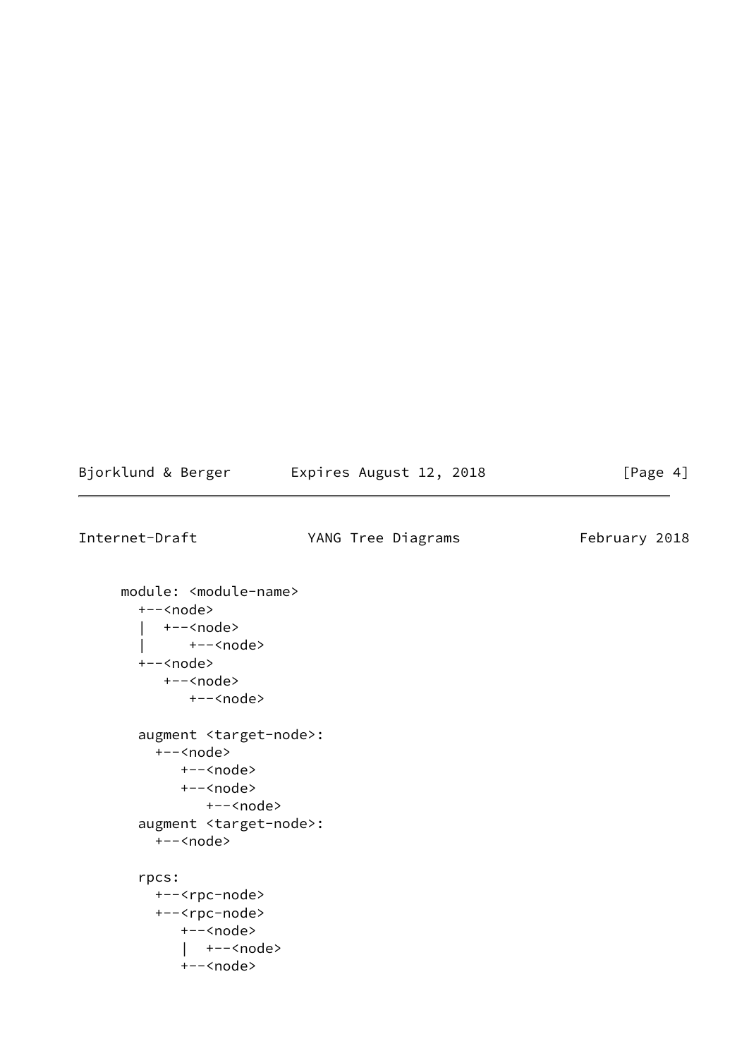```
     module: <module-name>
       +--<node>
       |  +--<node>
       |     +--<node>
       +--<node>
          +--<node>
             +--<node>

       augment <target-node>:
         +--<node>
            +--<node>
            +--<node>
               +--<node>
       augment <target-node>:
         +--<node>

       rpcs:
         +--<rpc-node>
         +--<rpc-node>
            +--<node>
            |  +--<node>
            +--<node>
```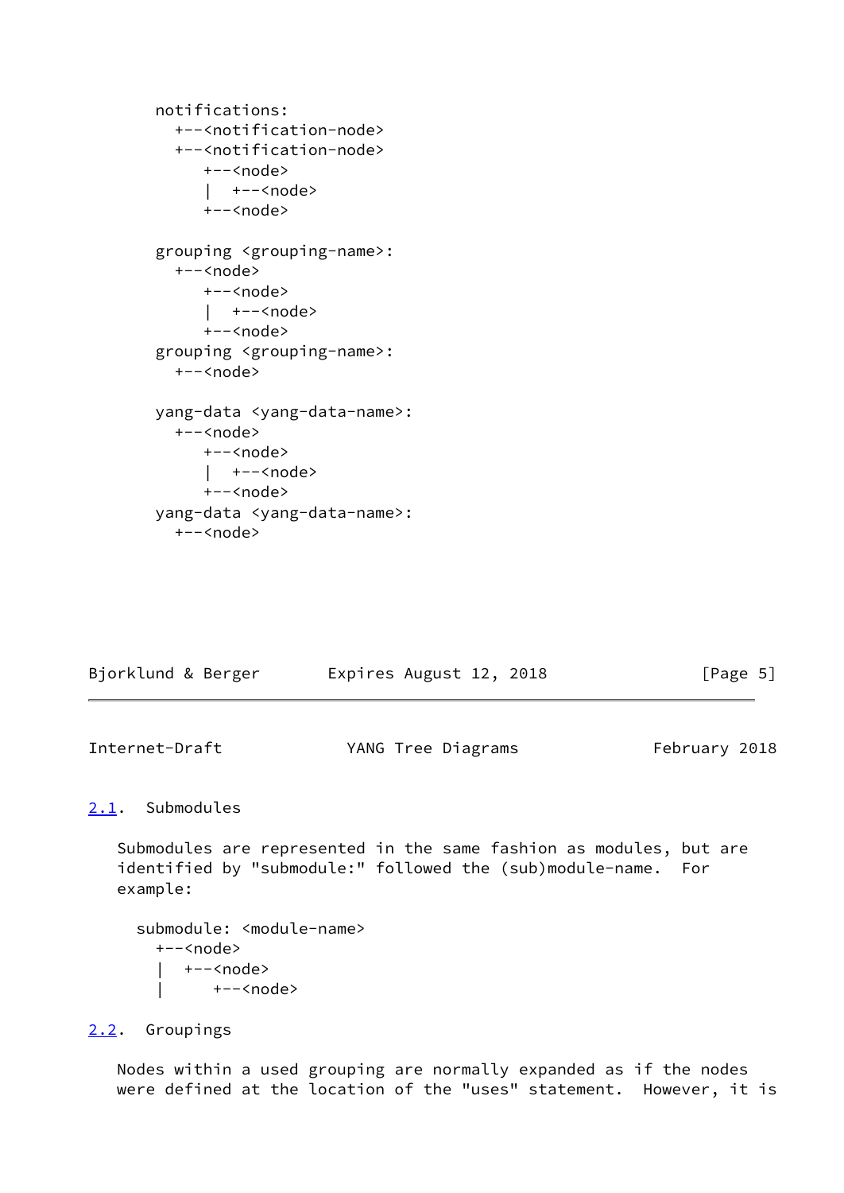```
  notifications:
    +--<notification-node>
    +--<notification-node>
       +--<node>
       |  +--<node>
       +--<node>

  grouping <grouping-name>:
    +--<node>
       +--<node>
       |  +--<node>
       +--<node>
  grouping <grouping-name>:
    +--<node>

  yang-data <yang-data-name>:
    +--<node>
       +--<node>
       |  +--<node>
       +--<node>
  yang-data <yang-data-name>:
    +--<node>
```

## 2.1. Submodules

Submodules are represented in the same fashion as modules, but are identified by "submodule:" followed the (sub)module-name. For example:

```
  submodule: <module-name>
    +--<node>
    |  +--<node>
    |     +--<node>
```

## 2.2. Groupings

Nodes within a used grouping are normally expanded as if the nodes were defined at the location of the "uses" statement. However, it is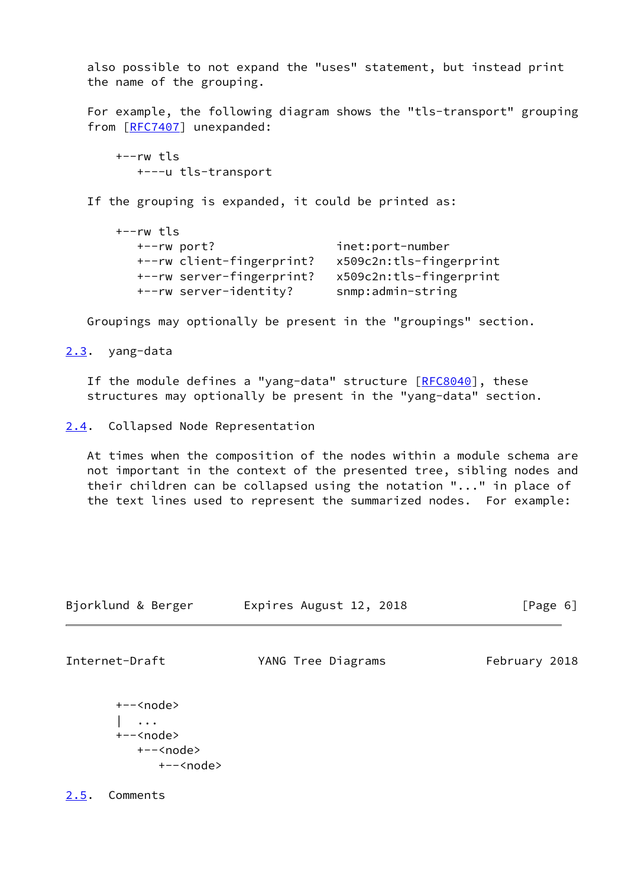also possible to not expand the "uses" statement, but instead print the name of the grouping.

For example, the following diagram shows the "tls-transport" grouping from [RFC7407] unexpanded:

```
  +--rw tls
     +---u tls-transport
```

If the grouping is expanded, it could be printed as:

```
  +--rw tls
     +--rw port?                 inet:port-number
     +--rw client-fingerprint?   x509c2n:tls-fingerprint
     +--rw server-fingerprint?   x509c2n:tls-fingerprint
     +--rw server-identity?      snmp:admin-string
```

Groupings may optionally be present in the "groupings" section.

### 2.3. yang-data

If the module defines a "yang-data" structure [RFC8040], these structures may optionally be present in the "yang-data" section.

### 2.4. Collapsed Node Representation

At times when the composition of the nodes within a module schema are not important in the context of the presented tree, sibling nodes and their children can be collapsed using the notation "..." in place of the text lines used to represent the summarized nodes. For example:

```
  +--<node>
  |  ...
  +--<node>
     +--<node>
        +--<node>
```

### 2.5. Comments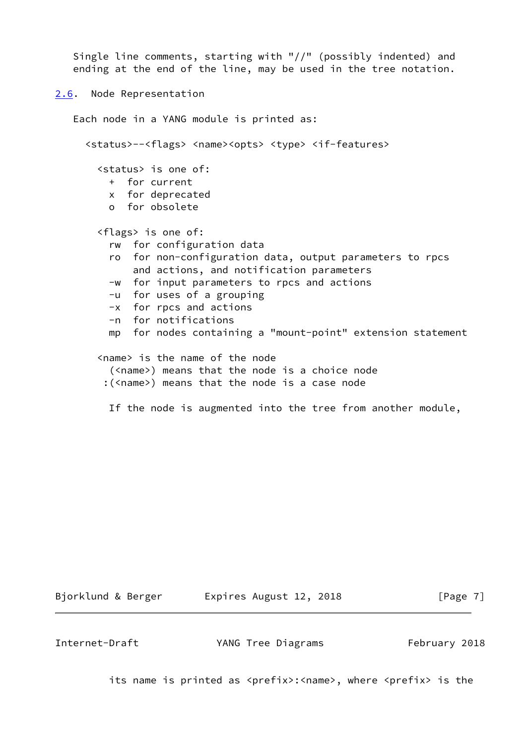Single line comments, starting with "//" (possibly indented) and ending at the end of the line, may be used in the tree notation.

## 2.6. Node Representation

Each node in a YANG module is printed as:

```
  <status>--<flags> <name><opts> <type> <if-features>

    <status> is one of:
      +  for current
      x  for deprecated
      o  for obsolete

    <flags> is one of:
      rw  for configuration data
      ro  for non-configuration data, output parameters to rpcs
          and actions, and notification parameters
      -w  for input parameters to rpcs and actions
      -u  for uses of a grouping
      -x  for rpcs and actions
      -n  for notifications
      mp  for nodes containing a "mount-point" extension statement

    <name> is the name of the node
      (<name>) means that the node is a choice node
     :(<name>) means that the node is a case node

      If the node is augmented into the tree from another module,
      its name is printed as <prefix>:<name>, where <prefix> is the
```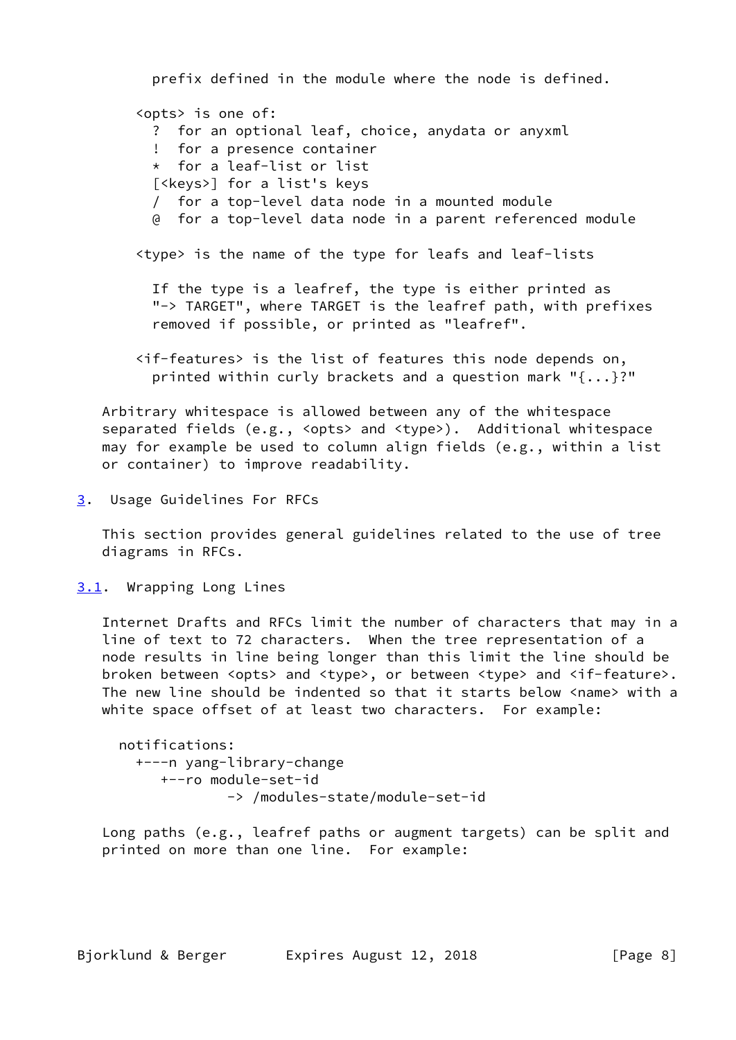prefix defined in the module where the node is defined.

<opts> is one of:

```
  ?  for an optional leaf, choice, anydata or anyxml
  !  for a presence container
  *  for a leaf-list or list
  [<keys>] for a list's keys
  /  for a top-level data node in a mounted module
  @  for a top-level data node in a parent referenced module
```

<type> is the name of the type for leafs and leaf-lists

If the type is a leafref, the type is either printed as "-> TARGET", where TARGET is the leafref path, with prefixes removed if possible, or printed as "leafref".

<if-features> is the list of features this node depends on, printed within curly brackets and a question mark "{...}?"

Arbitrary whitespace is allowed between any of the whitespace separated fields (e.g., <opts> and <type>). Additional whitespace may for example be used to column align fields (e.g., within a list or container) to improve readability.

## 3. Usage Guidelines For RFCs

This section provides general guidelines related to the use of tree diagrams in RFCs.

### 3.1. Wrapping Long Lines

Internet Drafts and RFCs limit the number of characters that may in a line of text to 72 characters. When the tree representation of a node results in line being longer than this limit the line should be broken between <opts> and <type>, or between <type> and <if-feature>. The new line should be indented so that it starts below <name> with a white space offset of at least two characters. For example:

```
  notifications:
    +---n yang-library-change
       +--ro module-set-id
               -> /modules-state/module-set-id
```

Long paths (e.g., leafref paths or augment targets) can be split and printed on more than one line. For example: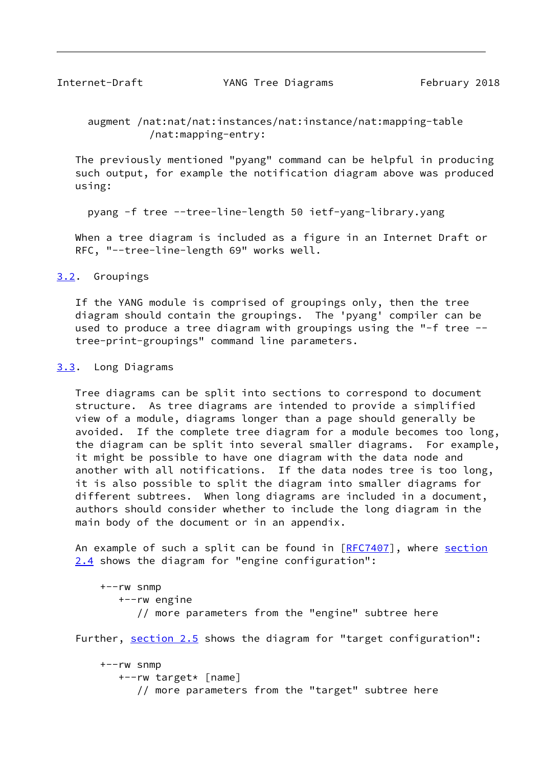```
augment /nat:nat/nat:instances/nat:instance/nat:mapping-table
          /nat:mapping-entry:
```

The previously mentioned "pyang" command can be helpful in producing such output, for example the notification diagram above was produced using:

```
pyang -f tree --tree-line-length 50 ietf-yang-library.yang
```

When a tree diagram is included as a figure in an Internet Draft or RFC, "--tree-line-length 69" works well.

### 3.2. Groupings

If the YANG module is comprised of groupings only, then the tree diagram should contain the groupings. The 'pyang' compiler can be used to produce a tree diagram with groupings using the "-f tree --tree-print-groupings" command line parameters.

### 3.3. Long Diagrams

Tree diagrams can be split into sections to correspond to document structure. As tree diagrams are intended to provide a simplified view of a module, diagrams longer than a page should generally be avoided. If the complete tree diagram for a module becomes too long, the diagram can be split into several smaller diagrams. For example, it might be possible to have one diagram with the data node and another with all notifications. If the data nodes tree is too long, it is also possible to split the diagram into smaller diagrams for different subtrees. When long diagrams are included in a document, authors should consider whether to include the long diagram in the main body of the document or in an appendix.

An example of such a split can be found in [RFC7407], where section 2.4 shows the diagram for "engine configuration":

```
+--rw snmp
   +--rw engine
      // more parameters from the "engine" subtree here
```

Further, section 2.5 shows the diagram for "target configuration":

```
+--rw snmp
   +--rw target* [name]
      // more parameters from the "target" subtree here
```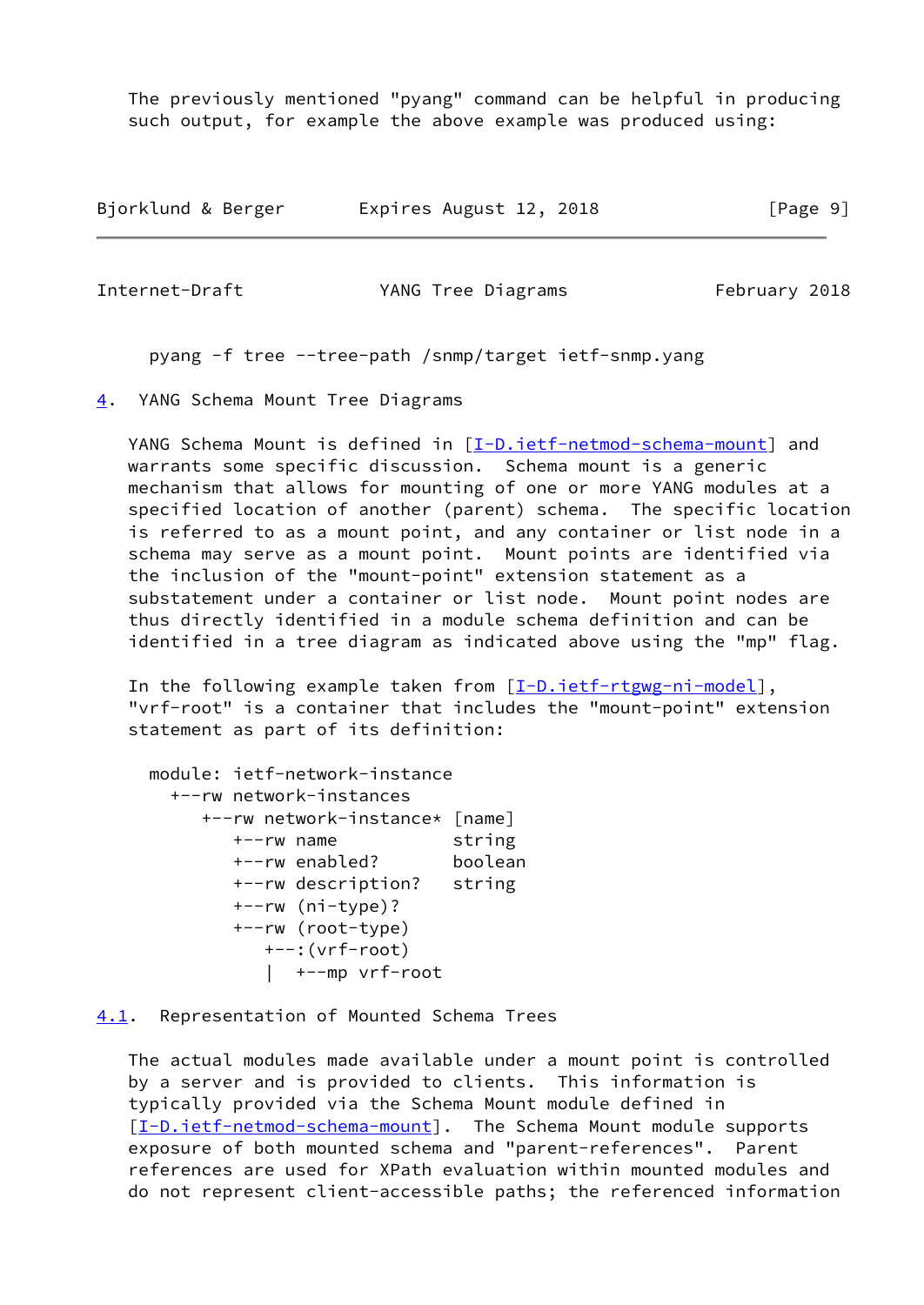The previously mentioned "pyang" command can be helpful in producing such output, for example the above example was produced using:

```
pyang -f tree --tree-path /snmp/target ietf-snmp.yang
```

## 4. YANG Schema Mount Tree Diagrams

YANG Schema Mount is defined in [I-D.ietf-netmod-schema-mount] and warrants some specific discussion. Schema mount is a generic mechanism that allows for mounting of one or more YANG modules at a specified location of another (parent) schema. The specific location is referred to as a mount point, and any container or list node in a schema may serve as a mount point. Mount points are identified via the inclusion of the "mount-point" extension statement as a substatement under a container or list node. Mount point nodes are thus directly identified in a module schema definition and can be identified in a tree diagram as indicated above using the "mp" flag.

In the following example taken from [I-D.ietf-rtgwg-ni-model], "vrf-root" is a container that includes the "mount-point" extension statement as part of its definition:

```
module: ietf-network-instance
  +--rw network-instances
     +--rw network-instance* [name]
        +--rw name           string
        +--rw enabled?       boolean
        +--rw description?   string
        +--rw (ni-type)?
        +--rw (root-type)
           +--:(vrf-root)
           |  +--mp vrf-root
```

### 4.1. Representation of Mounted Schema Trees

The actual modules made available under a mount point is controlled by a server and is provided to clients. This information is typically provided via the Schema Mount module defined in [I-D.ietf-netmod-schema-mount]. The Schema Mount module supports exposure of both mounted schema and "parent-references". Parent references are used for XPath evaluation within mounted modules and do not represent client-accessible paths; the referenced information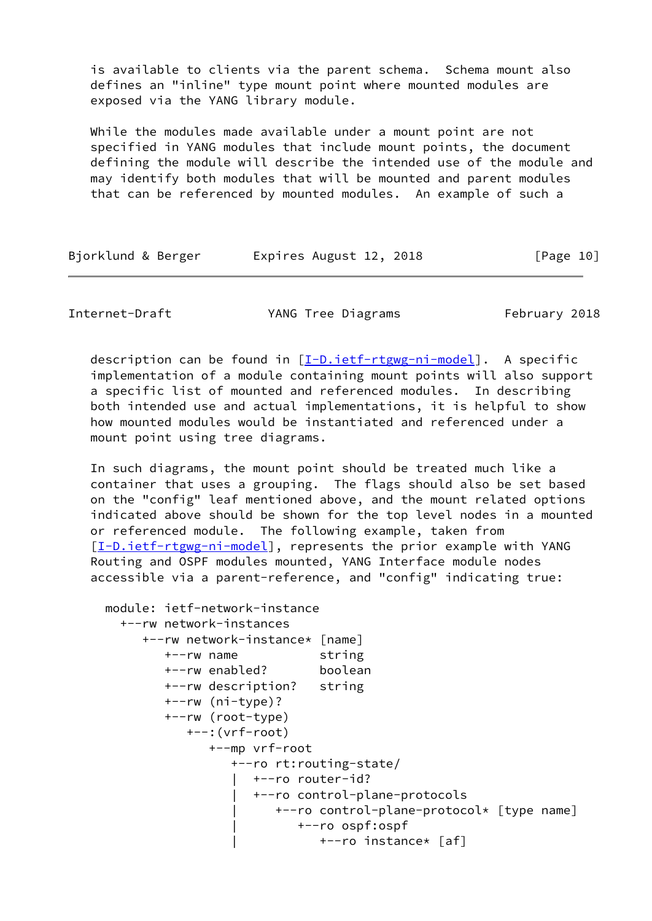is available to clients via the parent schema. Schema mount also defines an "inline" type mount point where mounted modules are exposed via the YANG library module.

While the modules made available under a mount point are not specified in YANG modules that include mount points, the document defining the module will describe the intended use of the module and may identify both modules that will be mounted and parent modules that can be referenced by mounted modules. An example of such a description can be found in [I-D.ietf-rtgwg-ni-model]. A specific implementation of a module containing mount points will also support a specific list of mounted and referenced modules. In describing both intended use and actual implementations, it is helpful to show how mounted modules would be instantiated and referenced under a mount point using tree diagrams.

In such diagrams, the mount point should be treated much like a container that uses a grouping. The flags should also be set based on the "config" leaf mentioned above, and the mount related options indicated above should be shown for the top level nodes in a mounted or referenced module. The following example, taken from [I-D.ietf-rtgwg-ni-model], represents the prior example with YANG Routing and OSPF modules mounted, YANG Interface module nodes accessible via a parent-reference, and "config" indicating true:

```
  module: ietf-network-instance
    +--rw network-instances
       +--rw network-instance* [name]
          +--rw name           string
          +--rw enabled?       boolean
          +--rw description?   string
          +--rw (ni-type)?
          +--rw (root-type)
             +--:(vrf-root)
                +--mp vrf-root
                   +--ro rt:routing-state/
                   |  +--ro router-id?
                   |  +--ro control-plane-protocols
                   |     +--ro control-plane-protocol* [type name]
                   |        +--ro ospf:ospf
                   |           +--ro instance* [af]
```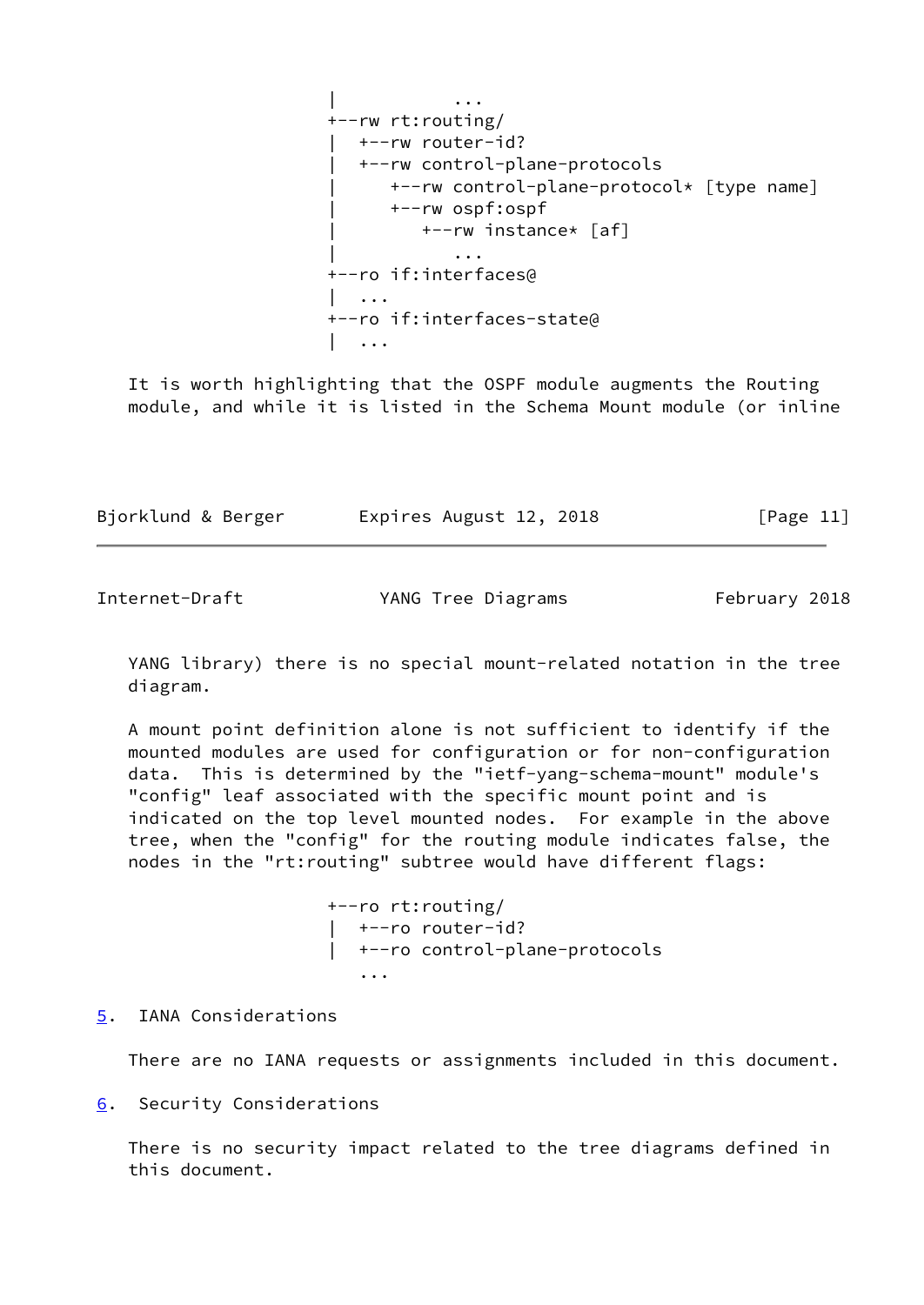```
                    |           ...
                    +--rw rt:routing/
                    |  +--rw router-id?
                    |  +--rw control-plane-protocols
                    |     +--rw control-plane-protocol* [type name]
                    |     +--rw ospf:ospf
                    |        +--rw instance* [af]
                    |           ...
                    +--ro if:interfaces@
                    |  ...
                    +--ro if:interfaces-state@
                    |  ...
```

It is worth highlighting that the OSPF module augments the Routing module, and while it is listed in the Schema Mount module (or inline YANG library) there is no special mount-related notation in the tree diagram.

A mount point definition alone is not sufficient to identify if the mounted modules are used for configuration or for non-configuration data. This is determined by the "ietf-yang-schema-mount" module's "config" leaf associated with the specific mount point and is indicated on the top level mounted nodes. For example in the above tree, when the "config" for the routing module indicates false, the nodes in the "rt:routing" subtree would have different flags:

```
                    +--ro rt:routing/
                    |  +--ro router-id?
                    |  +--ro control-plane-protocols
                       ...
```

## 5. IANA Considerations

There are no IANA requests or assignments included in this document.

## 6. Security Considerations

There is no security impact related to the tree diagrams defined in this document.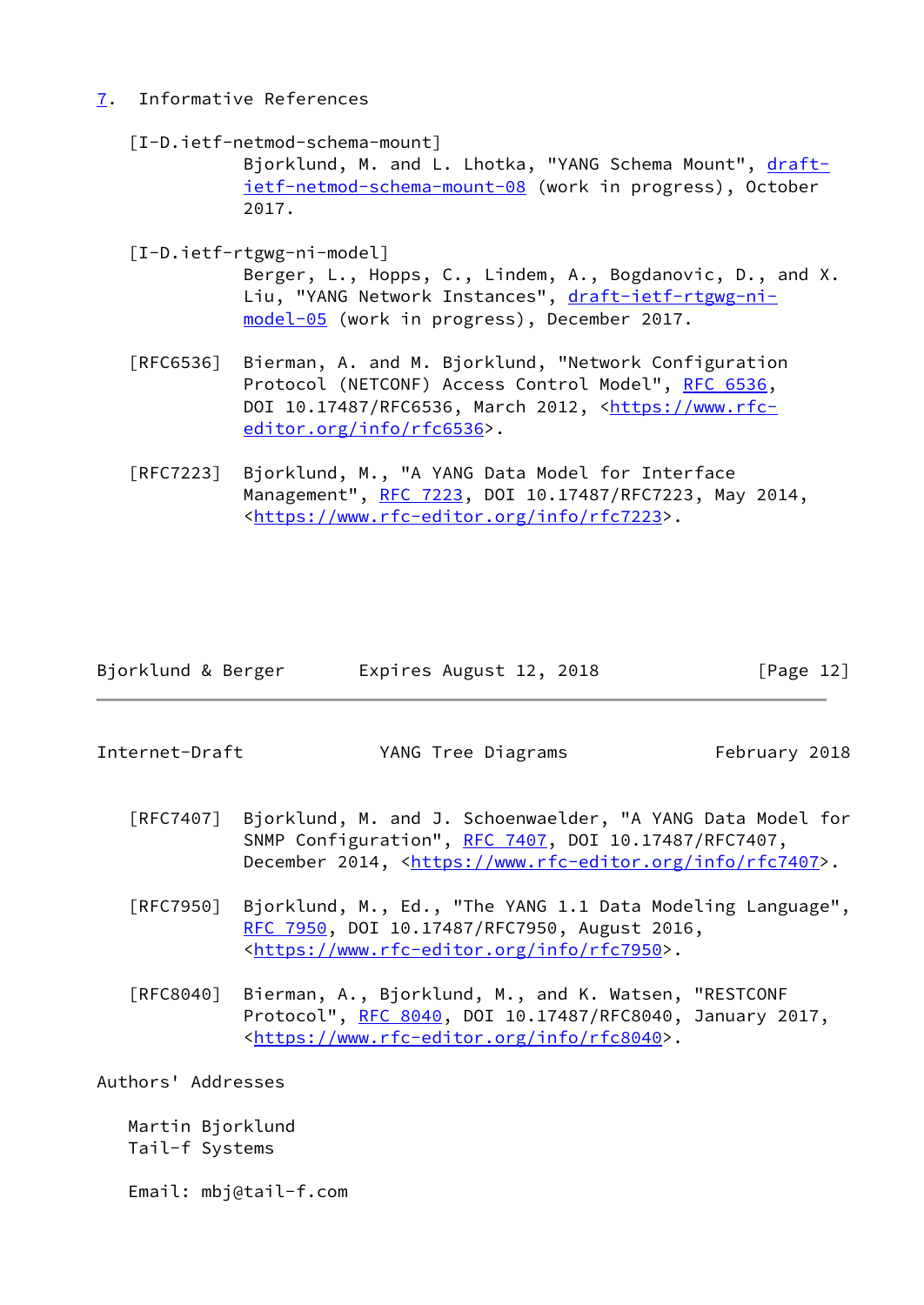## 7. Informative References

[I-D.ietf-netmod-schema-mount]
Bjorklund, M. and L. Lhotka, "YANG Schema Mount", draft-ietf-netmod-schema-mount-08 (work in progress), October 2017.

[I-D.ietf-rtgwg-ni-model]
Berger, L., Hopps, C., Lindem, A., Bogdanovic, D., and X. Liu, "YANG Network Instances", draft-ietf-rtgwg-ni-model-05 (work in progress), December 2017.

[RFC6536] Bierman, A. and M. Bjorklund, "Network Configuration Protocol (NETCONF) Access Control Model", RFC 6536, DOI 10.17487/RFC6536, March 2012, <https://www.rfc-editor.org/info/rfc6536>.

[RFC7223] Bjorklund, M., "A YANG Data Model for Interface Management", RFC 7223, DOI 10.17487/RFC7223, May 2014, <https://www.rfc-editor.org/info/rfc7223>.

[RFC7407] Bjorklund, M. and J. Schoenwaelder, "A YANG Data Model for SNMP Configuration", RFC 7407, DOI 10.17487/RFC7407, December 2014, <https://www.rfc-editor.org/info/rfc7407>.

[RFC7950] Bjorklund, M., Ed., "The YANG 1.1 Data Modeling Language", RFC 7950, DOI 10.17487/RFC7950, August 2016, <https://www.rfc-editor.org/info/rfc7950>.

[RFC8040] Bierman, A., Bjorklund, M., and K. Watsen, "RESTCONF Protocol", RFC 8040, DOI 10.17487/RFC8040, January 2017, <https://www.rfc-editor.org/info/rfc8040>.

## Authors' Addresses

Martin Bjorklund
Tail-f Systems

Email: mbj@tail-f.com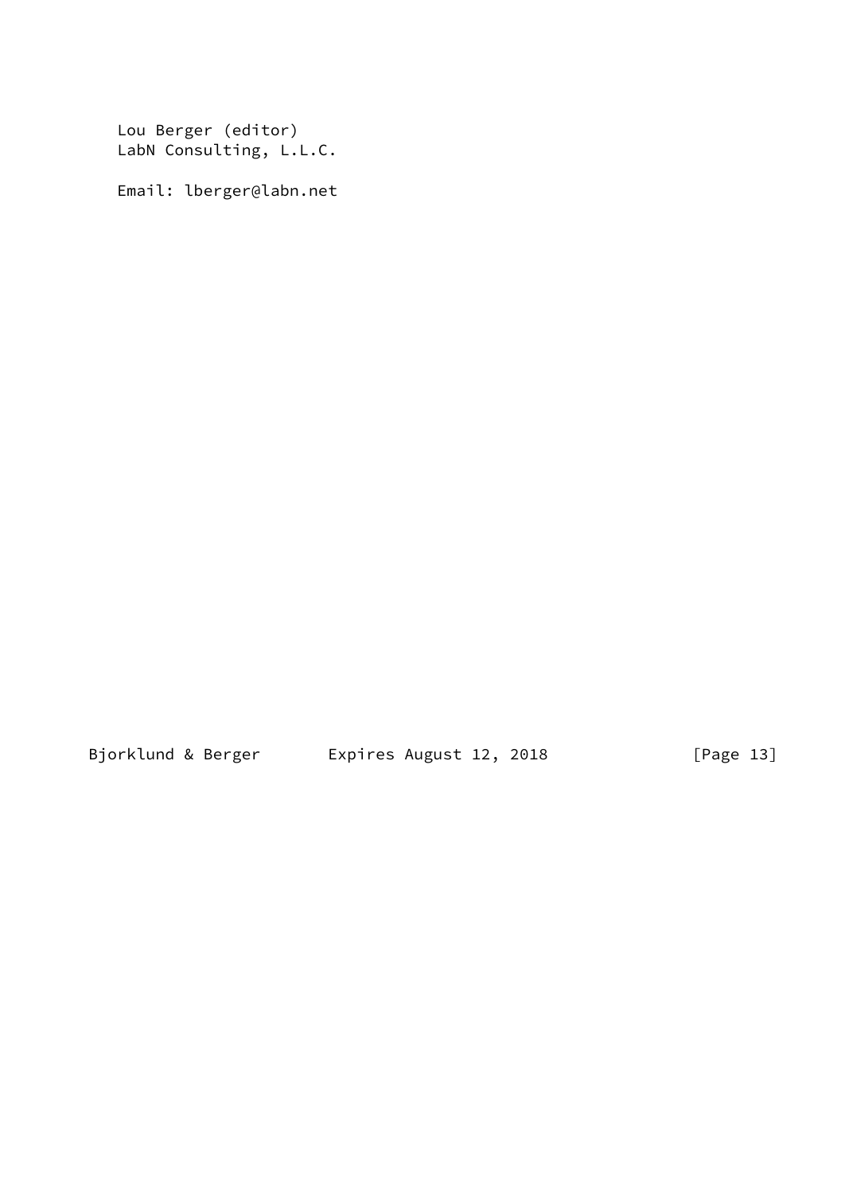Lou Berger (editor)
LabN Consulting, L.L.C.

Email: lberger@labn.net